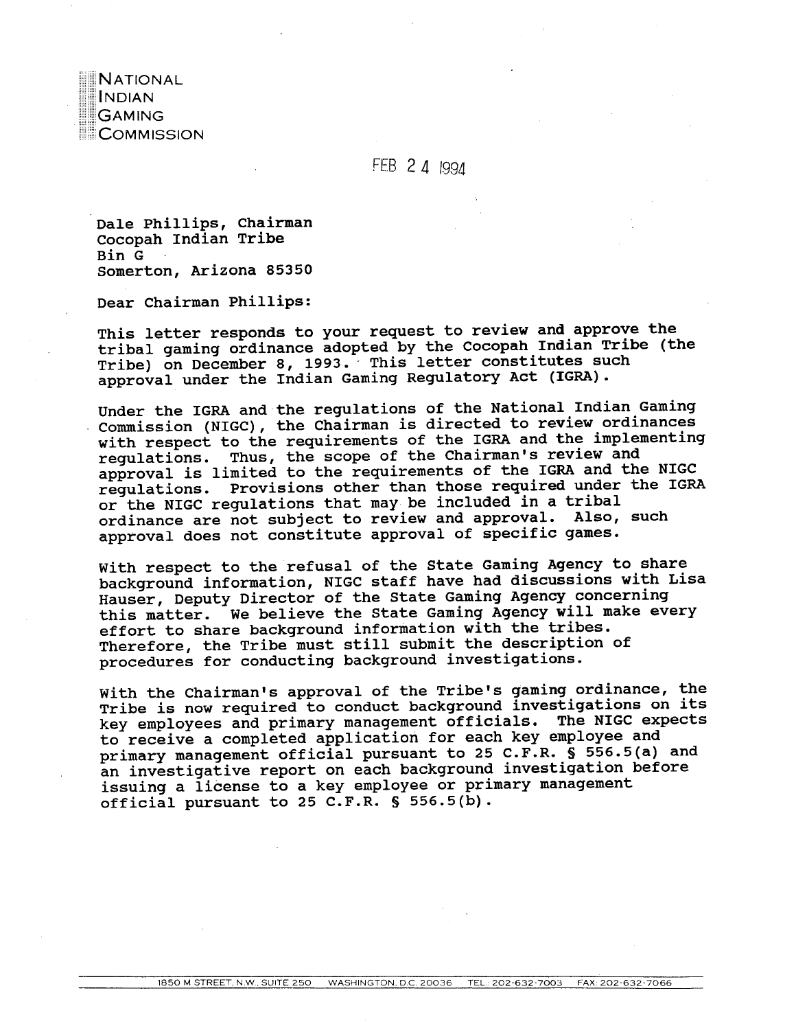NATIONAL
INDIAN
GAMING
COMMISSION

FEB 24 1994

Dale Phillips, Chairman
Cocopah Indian Tribe
Bin G
Somerton, Arizona 85350

Dear Chairman Phillips:

This letter responds to your request to review and approve the tribal gaming ordinance adopted by the Cocopah Indian Tribe (the Tribe) on December 8, 1993. This letter constitutes such approval under the Indian Gaming Regulatory Act (IGRA).

Under the IGRA and the regulations of the National Indian Gaming Commission (NIGC), the Chairman is directed to review ordinances with respect to the requirements of the IGRA and the implementing regulations. Thus, the scope of the Chairman's review and approval is limited to the requirements of the IGRA and the NIGC regulations. Provisions other than those required under the IGRA or the NIGC regulations that may be included in a tribal ordinance are not subject to review and approval. Also, such approval does not constitute approval of specific games.

With respect to the refusal of the State Gaming Agency to share background information, NIGC staff have had discussions with Lisa Hauser, Deputy Director of the State Gaming Agency concerning this matter. We believe the State Gaming Agency will make every effort to share background information with the tribes. Therefore, the Tribe must still submit the description of procedures for conducting background investigations.

With the Chairman's approval of the Tribe's gaming ordinance, the Tribe is now required to conduct background investigations on its key employees and primary management officials. The NIGC expects to receive a completed application for each key employee and primary management official pursuant to 25 C.F.R. § 556.5(a) and an investigative report on each background investigation before issuing a license to a key employee or primary management official pursuant to 25 C.F.R. § 556.5(b).

1850 M STREET, N.W., SUITE 250 WASHINGTON, D.C. 20036 TEL: 202-632-7003 FAX: 202-632-7066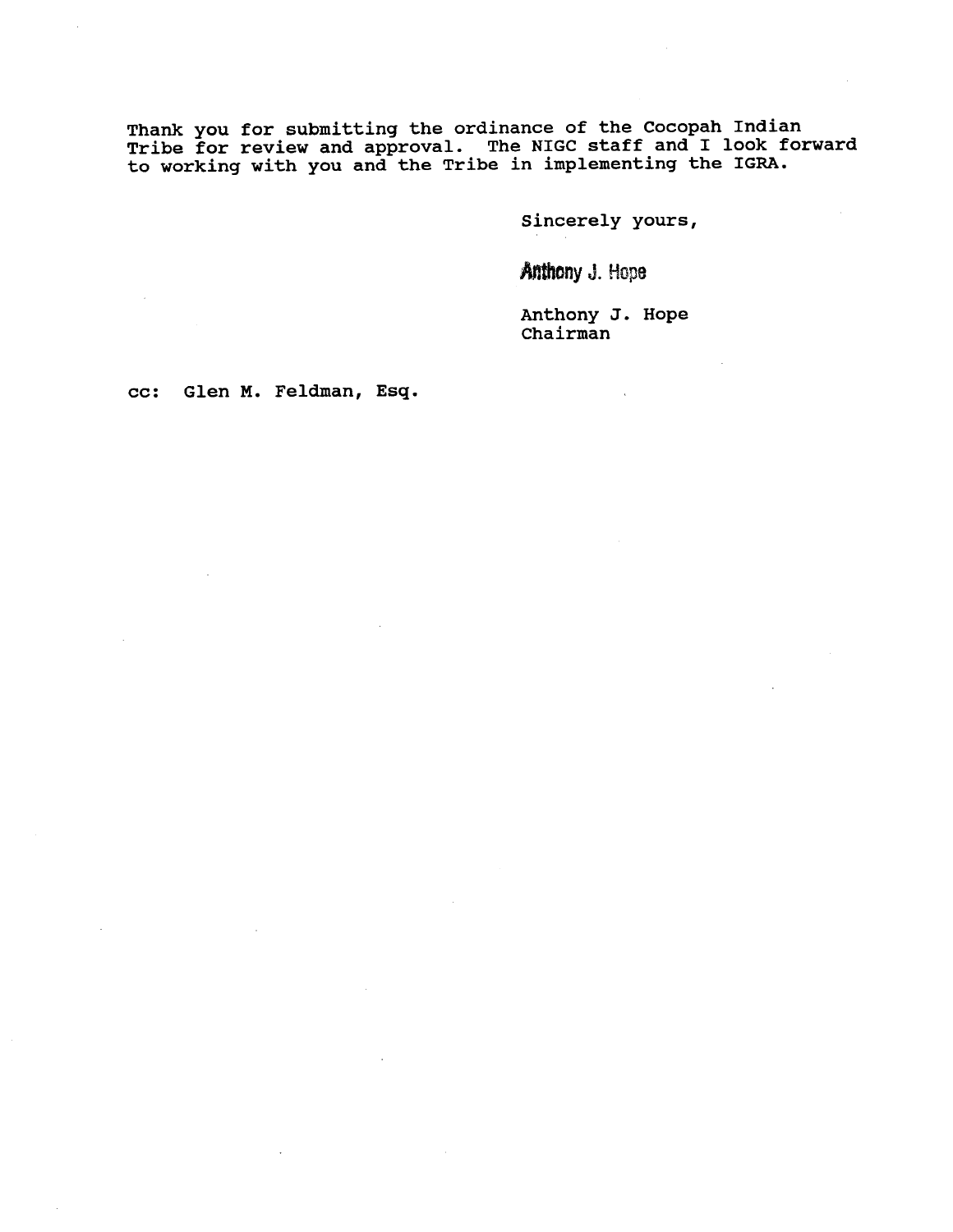Thank you for submitting the ordinance of the Cocopah Indian Tribe for review and approval. The NIGC staff and I look forward to working with you and the Tribe in implementing the IGRA.

Sincerely yours,

Anthony J. Hope

Anthony J. Hope
Chairman

cc: Glen M. Feldman, Esq.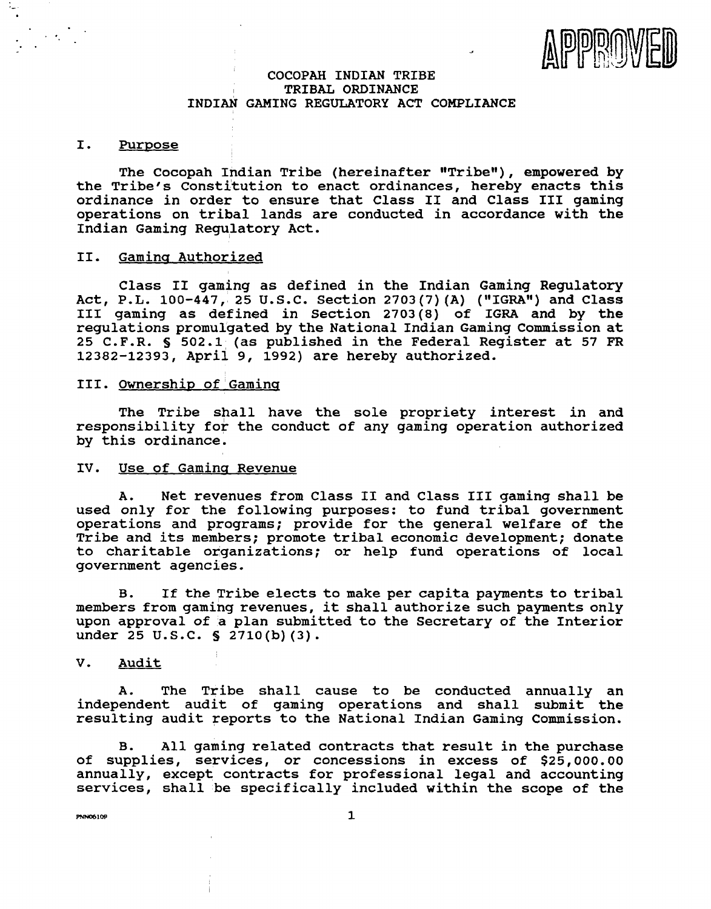APPROVED

# COCOPAH INDIAN TRIBE
## TRIBAL ORDINANCE
## INDIAN GAMING REGULATORY ACT COMPLIANCE

### I. Purpose

The Cocopah Indian Tribe (hereinafter "Tribe"), empowered by the Tribe's Constitution to enact ordinances, hereby enacts this ordinance in order to ensure that Class II and Class III gaming operations on tribal lands are conducted in accordance with the Indian Gaming Regulatory Act.

### II. Gaming Authorized

Class II gaming as defined in the Indian Gaming Regulatory Act, P.L. 100-447, 25 U.S.C. Section 2703(7)(A) ("IGRA") and Class III gaming as defined in Section 2703(8) of IGRA and by the regulations promulgated by the National Indian Gaming Commission at 25 C.F.R. § 502.1 (as published in the Federal Register at 57 FR 12382-12393, April 9, 1992) are hereby authorized.

### III. Ownership of Gaming

The Tribe shall have the sole propriety interest in and responsibility for the conduct of any gaming operation authorized by this ordinance.

### IV. Use of Gaming Revenue

A. Net revenues from Class II and Class III gaming shall be used only for the following purposes: to fund tribal government operations and programs; provide for the general welfare of the Tribe and its members; promote tribal economic development; donate to charitable organizations; or help fund operations of local government agencies.

B. If the Tribe elects to make per capita payments to tribal members from gaming revenues, it shall authorize such payments only upon approval of a plan submitted to the Secretary of the Interior under 25 U.S.C. § 2710(b)(3).

### V. Audit

A. The Tribe shall cause to be conducted annually an independent audit of gaming operations and shall submit the resulting audit reports to the National Indian Gaming Commission.

B. All gaming related contracts that result in the purchase of supplies, services, or concessions in excess of $25,000.00 annually, except contracts for professional legal and accounting services, shall be specifically included within the scope of the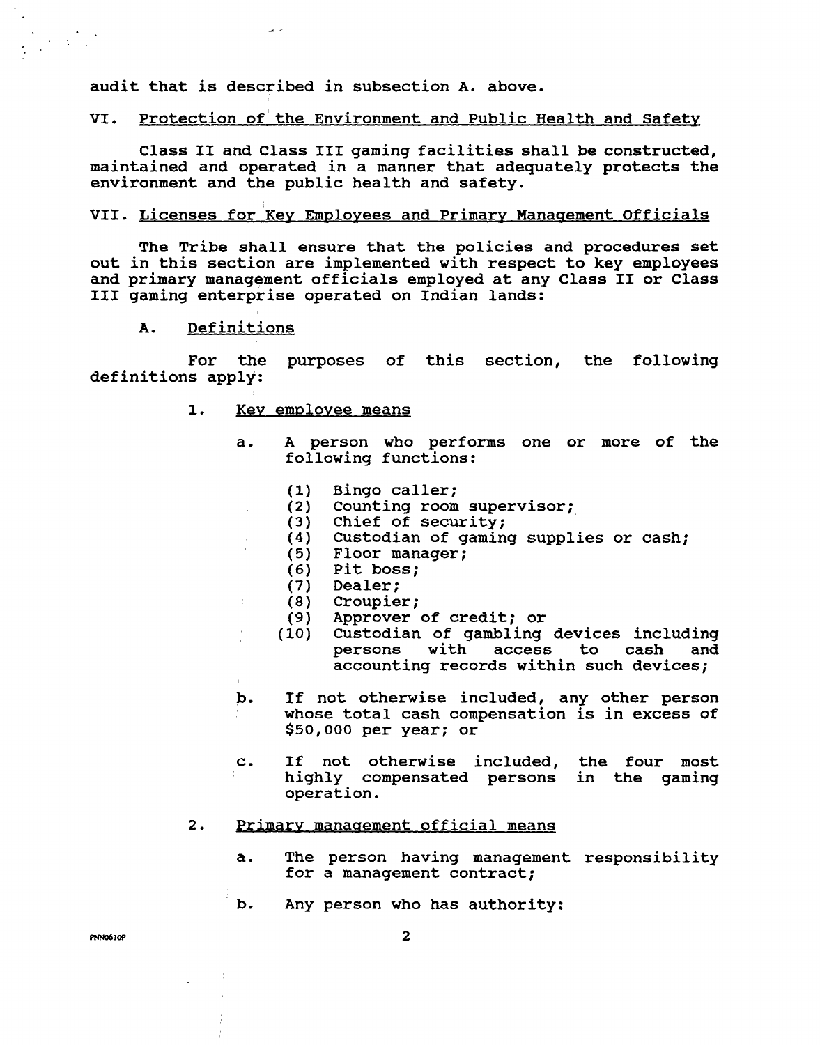audit that is described in subsection A. above.

## VI. Protection of the Environment and Public Health and Safety

Class II and Class III gaming facilities shall be constructed, maintained and operated in a manner that adequately protects the environment and the public health and safety.

## VII. Licenses for Key Employees and Primary Management Officials

The Tribe shall ensure that the policies and procedures set out in this section are implemented with respect to key employees and primary management officials employed at any Class II or Class III gaming enterprise operated on Indian lands:

### A. Definitions

For the purposes of this section, the following definitions apply:

1. Key employee means

   a. A person who performs one or more of the following functions:

      (1) Bingo caller;
      (2) Counting room supervisor;
      (3) Chief of security;
      (4) Custodian of gaming supplies or cash;
      (5) Floor manager;
      (6) Pit boss;
      (7) Dealer;
      (8) Croupier;
      (9) Approver of credit; or
      (10) Custodian of gambling devices including persons with access to cash and accounting records within such devices;

   b. If not otherwise included, any other person whose total cash compensation is in excess of $50,000 per year; or

   c. If not otherwise included, the four most highly compensated persons in the gaming operation.

2. Primary management official means

   a. The person having management responsibility for a management contract;

   b. Any person who has authority: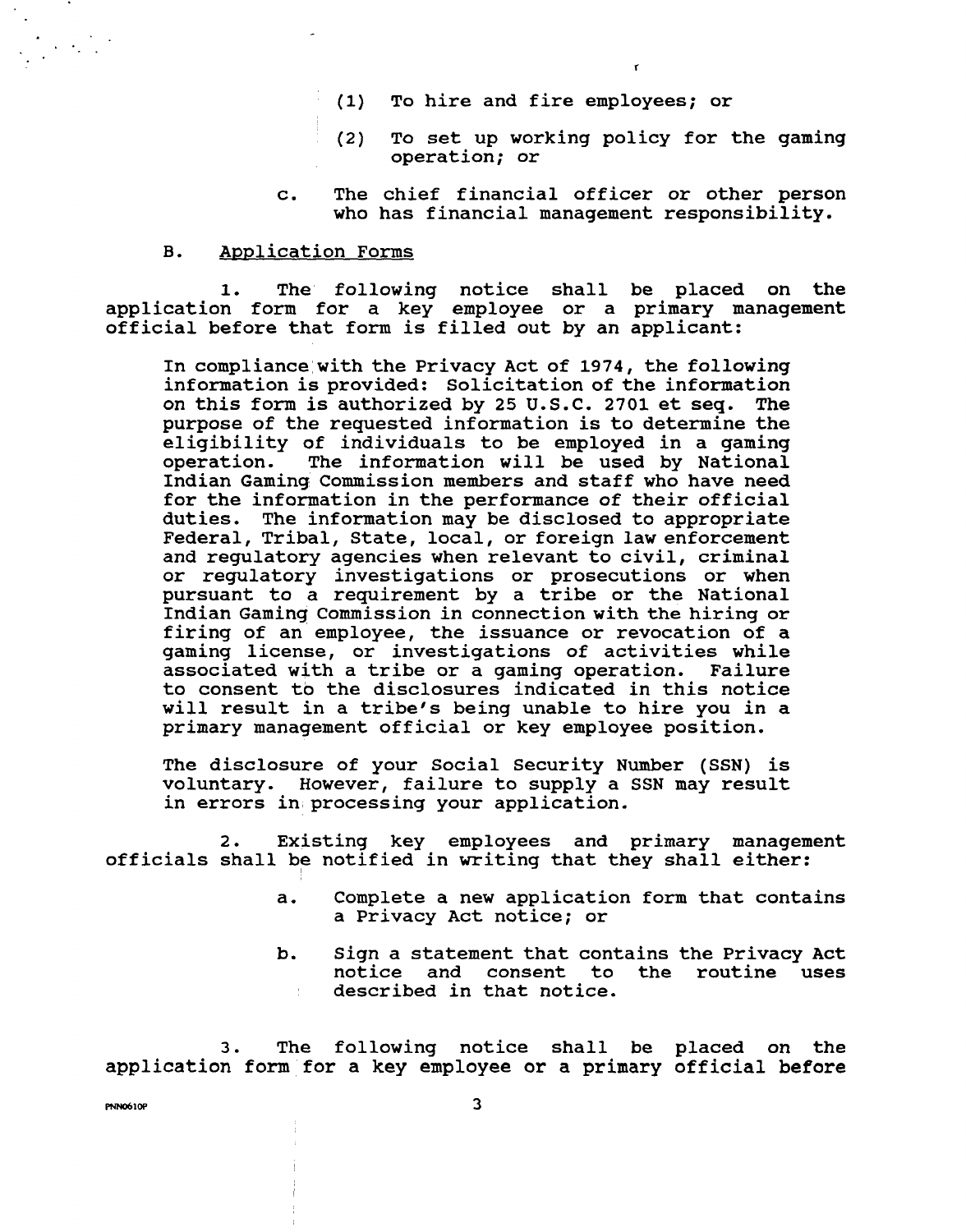(1) To hire and fire employees; or

(2) To set up working policy for the gaming operation; or

c. The chief financial officer or other person who has financial management responsibility.

B. <u>Application Forms</u>

1. The following notice shall be placed on the application form for a key employee or a primary management official before that form is filled out by an applicant:

> In compliance with the Privacy Act of 1974, the following information is provided: Solicitation of the information on this form is authorized by 25 U.S.C. 2701 et seq. The purpose of the requested information is to determine the eligibility of individuals to be employed in a gaming operation. The information will be used by National Indian Gaming Commission members and staff who have need for the information in the performance of their official duties. The information may be disclosed to appropriate Federal, Tribal, State, local, or foreign law enforcement and regulatory agencies when relevant to civil, criminal or regulatory investigations or prosecutions or when pursuant to a requirement by a tribe or the National Indian Gaming Commission in connection with the hiring or firing of an employee, the issuance or revocation of a gaming license, or investigations of activities while associated with a tribe or a gaming operation. Failure to consent to the disclosures indicated in this notice will result in a tribe's being unable to hire you in a primary management official or key employee position.
>
> The disclosure of your Social Security Number (SSN) is voluntary. However, failure to supply a SSN may result in errors in processing your application.

2. Existing key employees and primary management officials shall be notified in writing that they shall either:

a. Complete a new application form that contains a Privacy Act notice; or

b. Sign a statement that contains the Privacy Act notice and consent to the routine uses described in that notice.

3. The following notice shall be placed on the application form for a key employee or a primary official before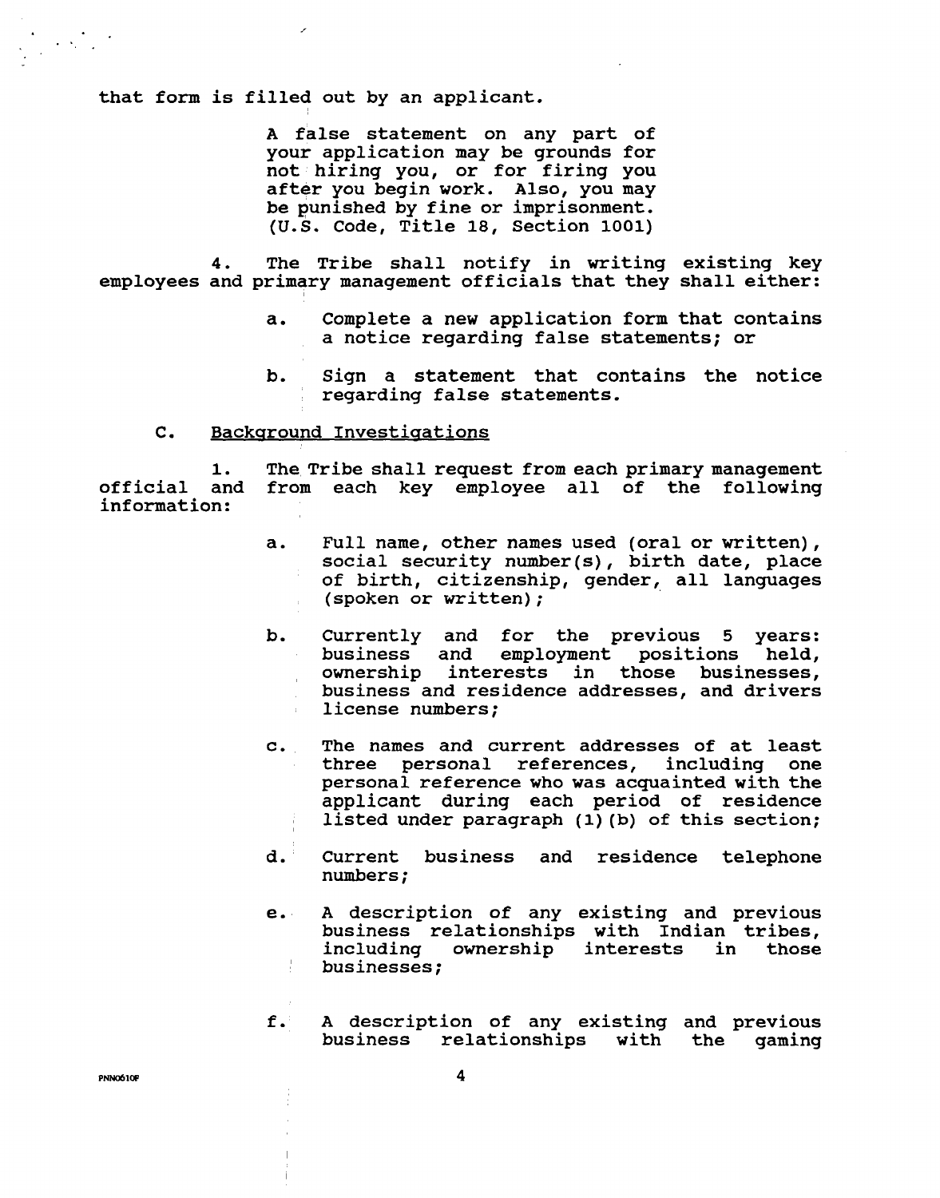that form is filled out by an applicant.

> A false statement on any part of your application may be grounds for not hiring you, or for firing you after you begin work. Also, you may be punished by fine or imprisonment. (U.S. Code, Title 18, Section 1001)

4. The Tribe shall notify in writing existing key employees and primary management officials that they shall either:

   a. Complete a new application form that contains a notice regarding false statements; or

   b. Sign a statement that contains the notice regarding false statements.

C. Background Investigations

1. The Tribe shall request from each primary management official and from each key employee all of the following information:

   a. Full name, other names used (oral or written), social security number(s), birth date, place of birth, citizenship, gender, all languages (spoken or written);

   b. Currently and for the previous 5 years: business and employment positions held, ownership interests in those businesses, business and residence addresses, and drivers license numbers;

   c. The names and current addresses of at least three personal references, including one personal reference who was acquainted with the applicant during each period of residence listed under paragraph (1)(b) of this section;

   d. Current business and residence telephone numbers;

   e. A description of any existing and previous business relationships with Indian tribes, including ownership interests in those businesses;

   f. A description of any existing and previous business relationships with the gaming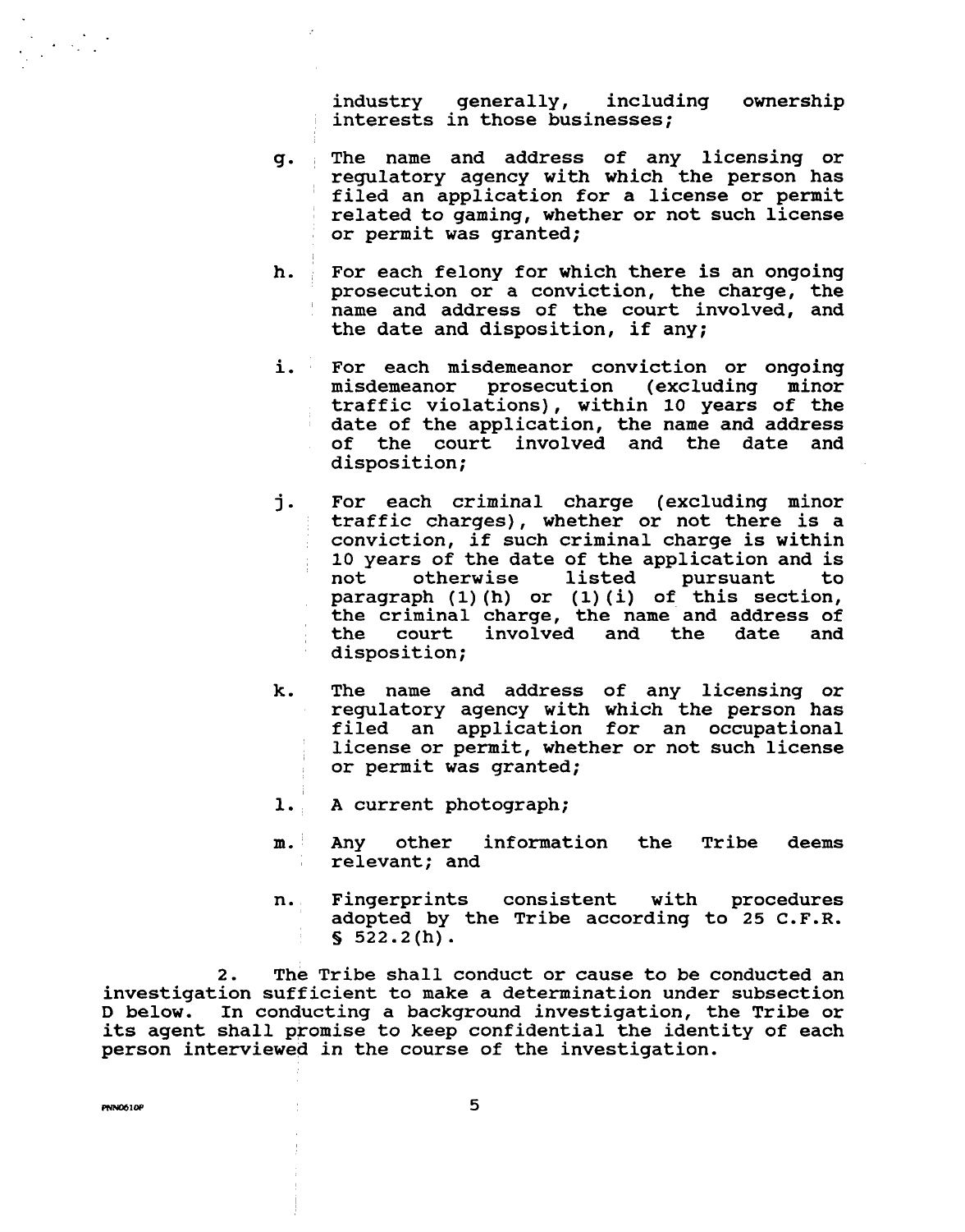industry generally, including ownership interests in those businesses;

g. The name and address of any licensing or regulatory agency with which the person has filed an application for a license or permit related to gaming, whether or not such license or permit was granted;

h. For each felony for which there is an ongoing prosecution or a conviction, the charge, the name and address of the court involved, and the date and disposition, if any;

i. For each misdemeanor conviction or ongoing misdemeanor prosecution (excluding minor traffic violations), within 10 years of the date of the application, the name and address of the court involved and the date and disposition;

j. For each criminal charge (excluding minor traffic charges), whether or not there is a conviction, if such criminal charge is within 10 years of the date of the application and is not otherwise listed pursuant to paragraph (1)(h) or (1)(i) of this section, the criminal charge, the name and address of the court involved and the date and disposition;

k. The name and address of any licensing or regulatory agency with which the person has filed an application for an occupational license or permit, whether or not such license or permit was granted;

l. A current photograph;

m. Any other information the Tribe deems relevant; and

n. Fingerprints consistent with procedures adopted by the Tribe according to 25 C.F.R. § 522.2(h).

2. The Tribe shall conduct or cause to be conducted an investigation sufficient to make a determination under subsection D below. In conducting a background investigation, the Tribe or its agent shall promise to keep confidential the identity of each person interviewed in the course of the investigation.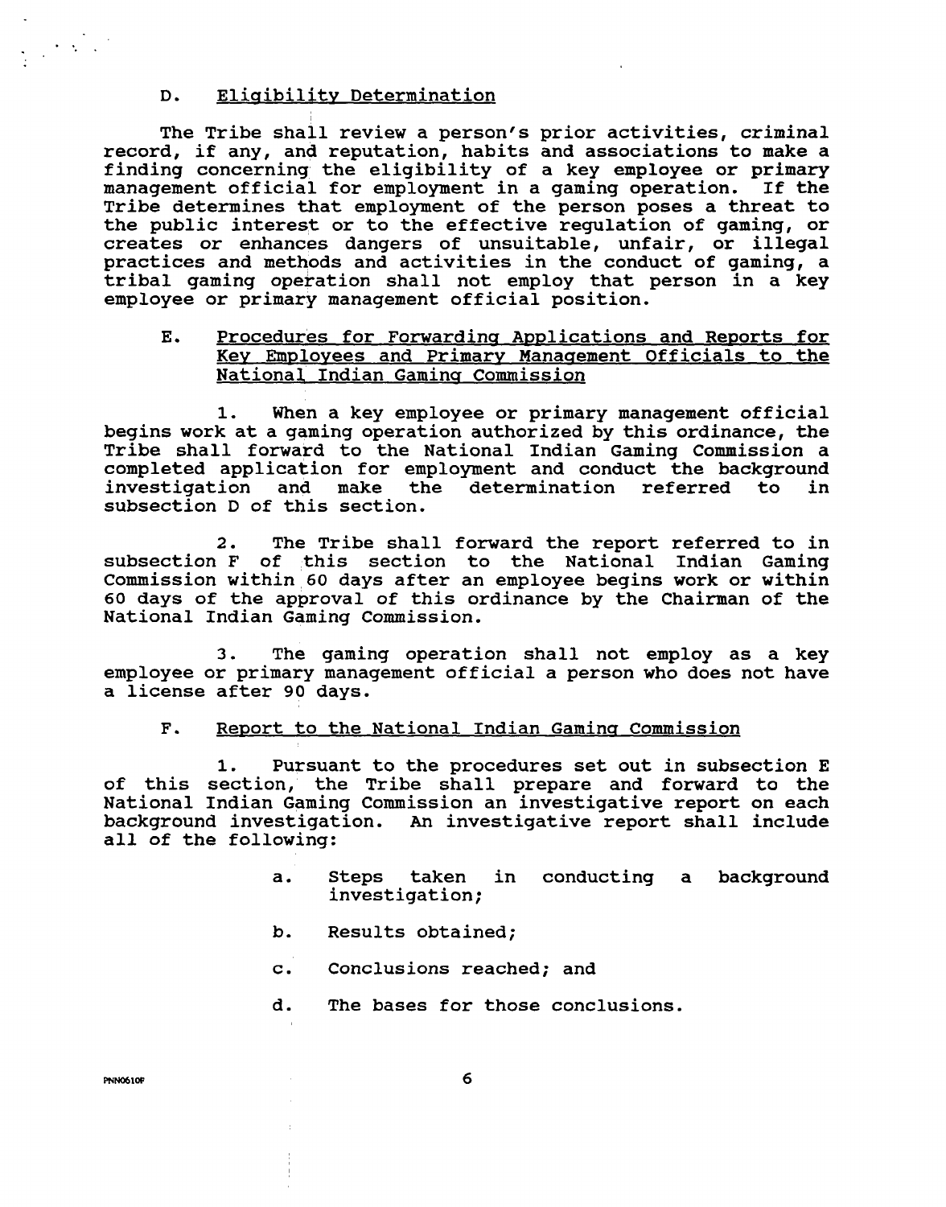### D. Eligibility Determination

The Tribe shall review a person's prior activities, criminal record, if any, and reputation, habits and associations to make a finding concerning the eligibility of a key employee or primary management official for employment in a gaming operation. If the Tribe determines that employment of the person poses a threat to the public interest or to the effective regulation of gaming, or creates or enhances dangers of unsuitable, unfair, or illegal practices and methods and activities in the conduct of gaming, a tribal gaming operation shall not employ that person in a key employee or primary management official position.

### E. Procedures for Forwarding Applications and Reports for Key Employees and Primary Management Officials to the National Indian Gaming Commission

1. When a key employee or primary management official begins work at a gaming operation authorized by this ordinance, the Tribe shall forward to the National Indian Gaming Commission a completed application for employment and conduct the background investigation and make the determination referred to in subsection D of this section.

2. The Tribe shall forward the report referred to in subsection F of this section to the National Indian Gaming Commission within 60 days after an employee begins work or within 60 days of the approval of this ordinance by the Chairman of the National Indian Gaming Commission.

3. The gaming operation shall not employ as a key employee or primary management official a person who does not have a license after 90 days.

### F. Report to the National Indian Gaming Commission

1. Pursuant to the procedures set out in subsection E of this section, the Tribe shall prepare and forward to the National Indian Gaming Commission an investigative report on each background investigation. An investigative report shall include all of the following:

   a. Steps taken in conducting a background investigation;

   b. Results obtained;

   c. Conclusions reached; and

   d. The bases for those conclusions.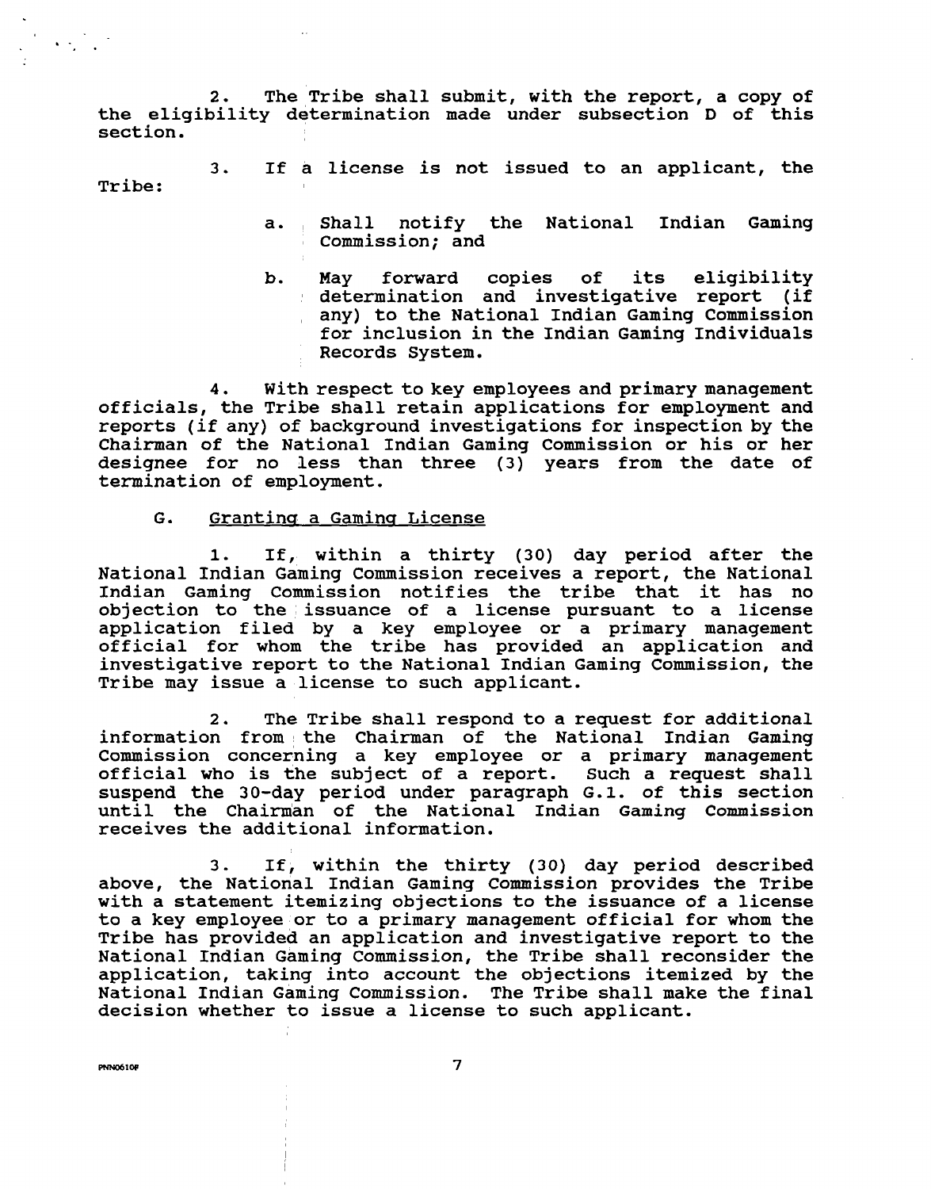2. The Tribe shall submit, with the report, a copy of the eligibility determination made under subsection D of this section.

3. If a license is not issued to an applicant, the Tribe:

   a. Shall notify the National Indian Gaming Commission; and

   b. May forward copies of its eligibility determination and investigative report (if any) to the National Indian Gaming Commission for inclusion in the Indian Gaming Individuals Records System.

4. With respect to key employees and primary management officials, the Tribe shall retain applications for employment and reports (if any) of background investigations for inspection by the Chairman of the National Indian Gaming Commission or his or her designee for no less than three (3) years from the date of termination of employment.

G. Granting a Gaming License

1. If, within a thirty (30) day period after the National Indian Gaming Commission receives a report, the National Indian Gaming Commission notifies the tribe that it has no objection to the issuance of a license pursuant to a license application filed by a key employee or a primary management official for whom the tribe has provided an application and investigative report to the National Indian Gaming Commission, the Tribe may issue a license to such applicant.

2. The Tribe shall respond to a request for additional information from the Chairman of the National Indian Gaming Commission concerning a key employee or a primary management official who is the subject of a report. Such a request shall suspend the 30-day period under paragraph G.1. of this section until the Chairman of the National Indian Gaming Commission receives the additional information.

3. If, within the thirty (30) day period described above, the National Indian Gaming Commission provides the Tribe with a statement itemizing objections to the issuance of a license to a key employee or to a primary management official for whom the Tribe has provided an application and investigative report to the National Indian Gaming Commission, the Tribe shall reconsider the application, taking into account the objections itemized by the National Indian Gaming Commission. The Tribe shall make the final decision whether to issue a license to such applicant.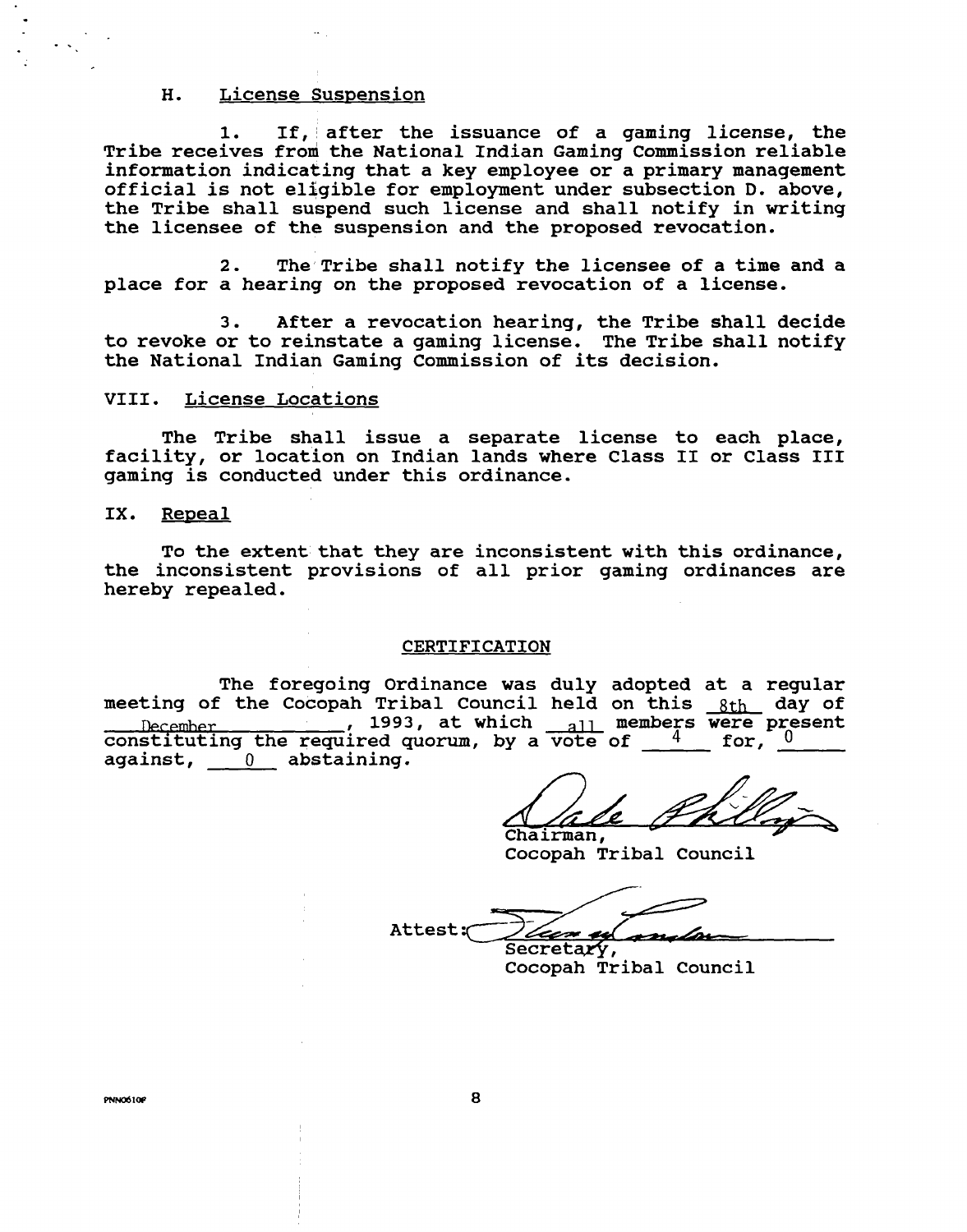### H. License Suspension

1. If, after the issuance of a gaming license, the Tribe receives from the National Indian Gaming Commission reliable information indicating that a key employee or a primary management official is not eligible for employment under subsection D. above, the Tribe shall suspend such license and shall notify in writing the licensee of the suspension and the proposed revocation.

2. The Tribe shall notify the licensee of a time and a place for a hearing on the proposed revocation of a license.

3. After a revocation hearing, the Tribe shall decide to revoke or to reinstate a gaming license. The Tribe shall notify the National Indian Gaming Commission of its decision.

## VIII. License Locations

The Tribe shall issue a separate license to each place, facility, or location on Indian lands where Class II or Class III gaming is conducted under this ordinance.

## IX. Repeal

To the extent that they are inconsistent with this ordinance, the inconsistent provisions of all prior gaming ordinances are hereby repealed.

## CERTIFICATION

The foregoing Ordinance was duly adopted at a regular meeting of the Cocopah Tribal Council held on this 8th day of December, 1993, at which all members were present constituting the required quorum, by a vote of 4 for, 0 against, 0 abstaining.

Chairman,
Cocopah Tribal Council

Attest:
Secretary,
Cocopah Tribal Council

PNN0610F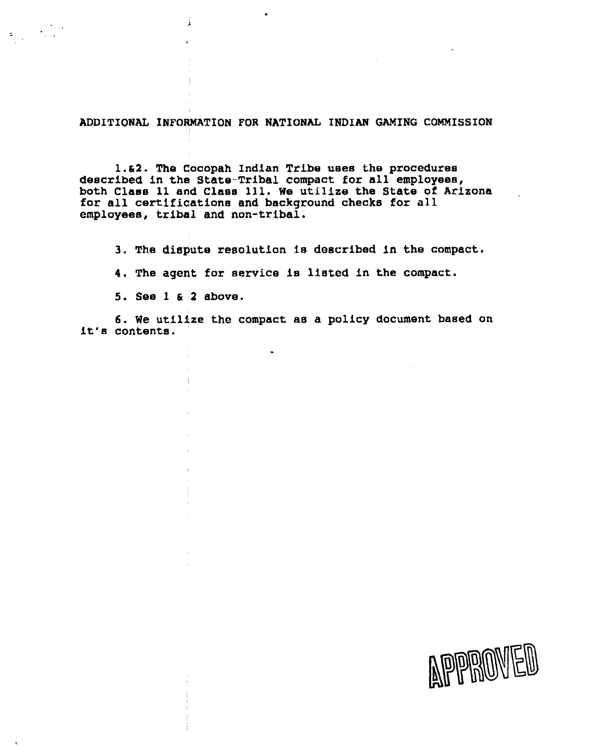## ADDITIONAL INFORMATION FOR NATIONAL INDIAN GAMING COMMISSION

1.&2. The Cocopah Indian Tribe uses the procedures described in the State-Tribal compact for all employees, both Class 11 and Class 111. We utilize the State of Arizona for all certifications and background checks for all employees, tribal and non-tribal.

3. The dispute resolution is described in the compact.

4. The agent for service is listed in the compact.

5. See 1 & 2 above.

6. We utilize the compact as a policy document based on it's contents.

APPROVED